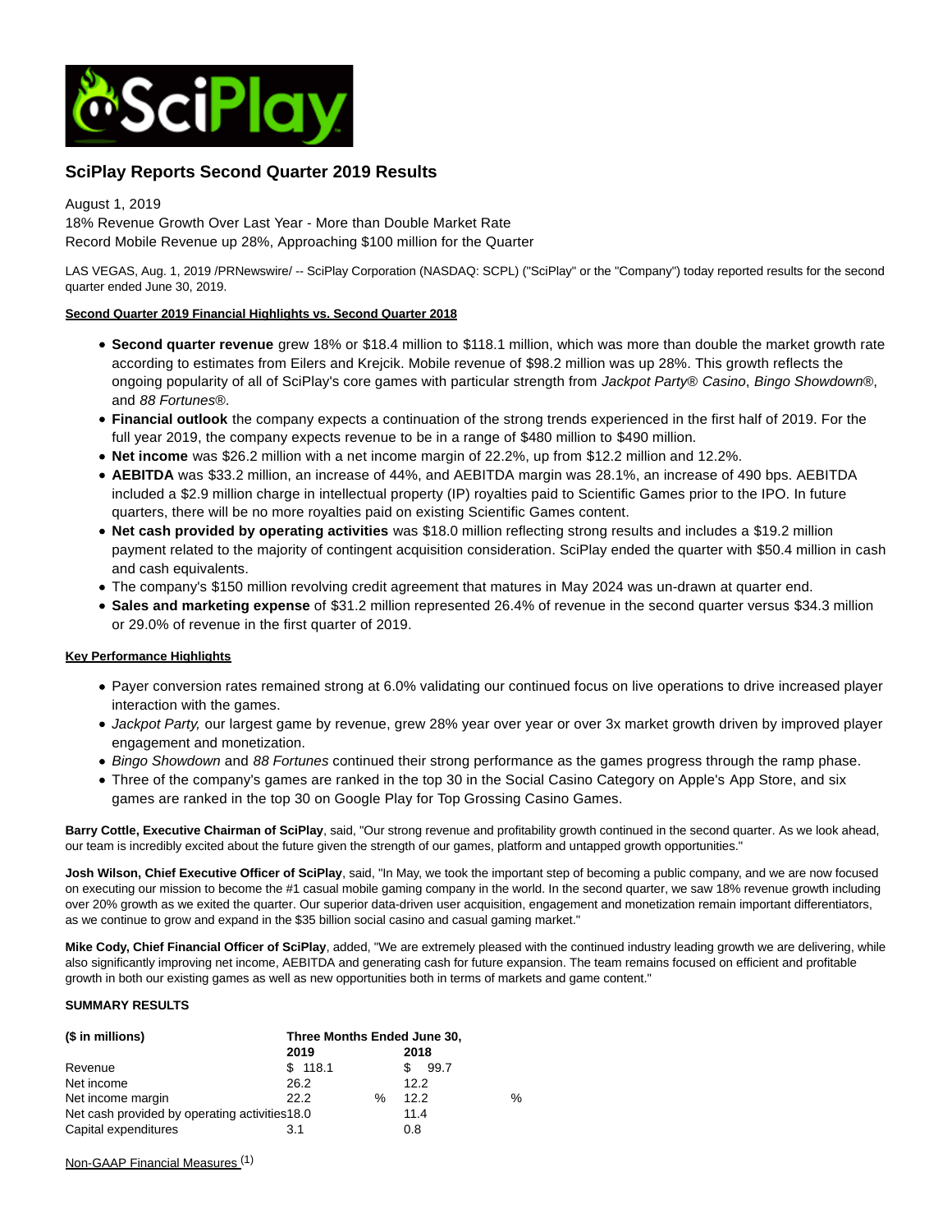# SciPlay Reports Second Quarter 2019 Results

August 1, 2019
18% Revenue Growth Over Last Year - More than Double Market Rate
Record Mobile Revenue up 28%, Approaching $100 million for the Quarter

LAS VEGAS, Aug. 1, 2019 /PRNewswire/ -- SciPlay Corporation (NASDAQ: SCPL) ("SciPlay" or the "Company") today reported results for the second quarter ended June 30, 2019.

**Second Quarter 2019 Financial Highlights vs. Second Quarter 2018**

- **Second quarter revenue** grew 18% or $18.4 million to $118.1 million, which was more than double the market growth rate according to estimates from Eilers and Krejcik. Mobile revenue of $98.2 million was up 28%. This growth reflects the ongoing popularity of all of SciPlay's core games with particular strength from *Jackpot Party® Casino*, *Bingo Showdown®*, and *88 Fortunes®*.
- **Financial outlook** the company expects a continuation of the strong trends experienced in the first half of 2019. For the full year 2019, the company expects revenue to be in a range of $480 million to $490 million.
- **Net income** was $26.2 million with a net income margin of 22.2%, up from $12.2 million and 12.2%.
- **AEBITDA** was $33.2 million, an increase of 44%, and AEBITDA margin was 28.1%, an increase of 490 bps. AEBITDA included a $2.9 million charge in intellectual property (IP) royalties paid to Scientific Games prior to the IPO. In future quarters, there will be no more royalties paid on existing Scientific Games content.
- **Net cash provided by operating activities** was $18.0 million reflecting strong results and includes a $19.2 million payment related to the majority of contingent acquisition consideration. SciPlay ended the quarter with $50.4 million in cash and cash equivalents.
- The company's $150 million revolving credit agreement that matures in May 2024 was un-drawn at quarter end.
- **Sales and marketing expense** of $31.2 million represented 26.4% of revenue in the second quarter versus $34.3 million or 29.0% of revenue in the first quarter of 2019.

**Key Performance Highlights**

- Payer conversion rates remained strong at 6.0% validating our continued focus on live operations to drive increased player interaction with the games.
- *Jackpot Party,* our largest game by revenue, grew 28% year over year or over 3x market growth driven by improved player engagement and monetization.
- *Bingo Showdown* and *88 Fortunes* continued their strong performance as the games progress through the ramp phase.
- Three of the company's games are ranked in the top 30 in the Social Casino Category on Apple's App Store, and six games are ranked in the top 30 on Google Play for Top Grossing Casino Games.

**Barry Cottle, Executive Chairman of SciPlay**, said, "Our strong revenue and profitability growth continued in the second quarter. As we look ahead, our team is incredibly excited about the future given the strength of our games, platform and untapped growth opportunities."

**Josh Wilson, Chief Executive Officer of SciPlay**, said, "In May, we took the important step of becoming a public company, and we are now focused on executing our mission to become the #1 casual mobile gaming company in the world. In the second quarter, we saw 18% revenue growth including over 20% growth as we exited the quarter. Our superior data-driven user acquisition, engagement and monetization remain important differentiators, as we continue to grow and expand in the $35 billion social casino and casual gaming market."

**Mike Cody, Chief Financial Officer of SciPlay**, added, "We are extremely pleased with the continued industry leading growth we are delivering, while also significantly improving net income, AEBITDA and generating cash for future expansion. The team remains focused on efficient and profitable growth in both our existing games as well as new opportunities both in terms of markets and game content."

**SUMMARY RESULTS**

| ($ in millions) | Three Months Ended June 30, | |
|---|---|---|
| | 2019 | 2018 |
| Revenue | $ 118.1 | $ 99.7 |
| Net income | 26.2 | 12.2 |
| Net income margin | 22.2 % | 12.2 % |
| Net cash provided by operating activities | 18.0 | 11.4 |
| Capital expenditures | 3.1 | 0.8 |

Non-GAAP Financial Measures [(1)]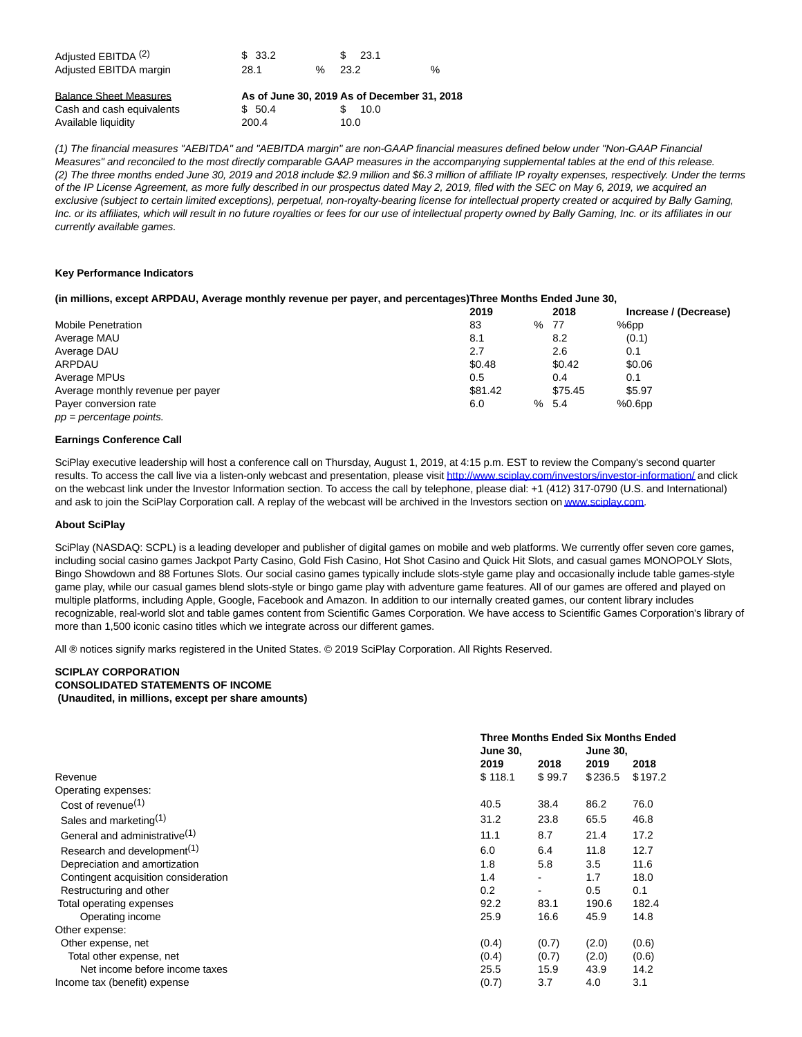| | | | | |
|---|---|---|---|---|
| Adjusted EBITDA [2] | $ 33.2 | | $ 23.1 | |
| Adjusted EBITDA margin | 28.1 | % | 23.2 | % |

| Balance Sheet Measures | As of June 30, 2019 | As of December 31, 2018 |
|---|---|---|
| Cash and cash equivalents | $ 50.4 | $ 10.0 |
| Available liquidity | 200.4 | 10.0 |

*(1) The financial measures "AEBITDA" and "AEBITDA margin" are non-GAAP financial measures defined below under "Non-GAAP Financial Measures" and reconciled to the most directly comparable GAAP measures in the accompanying supplemental tables at the end of this release.*
*(2) The three months ended June 30, 2019 and 2018 include $2.9 million and $6.3 million of affiliate IP royalty expenses, respectively. Under the terms of the IP License Agreement, as more fully described in our prospectus dated May 2, 2019, filed with the SEC on May 6, 2019, we acquired an exclusive (subject to certain limited exceptions), perpetual, non-royalty-bearing license for intellectual property created or acquired by Bally Gaming, Inc. or its affiliates, which will result in no future royalties or fees for our use of intellectual property owned by Bally Gaming, Inc. or its affiliates in our currently available games.*

**Key Performance Indicators**

| (in millions, except ARPDAU, Average monthly revenue per payer, and percentages) | Three Months Ended June 30, | | | | |
|---|---|---|---|---|---|
| | 2019 | | 2018 | | Increase / (Decrease) |
| Mobile Penetration | 83 | % | 77 | % | 6pp |
| Average MAU | 8.1 | | 8.2 | | (0.1) |
| Average DAU | 2.7 | | 2.6 | | 0.1 |
| ARPDAU | $0.48 | | $0.42 | | $0.06 |
| Average MPUs | 0.5 | | 0.4 | | 0.1 |
| Average monthly revenue per payer | $81.42 | | $75.45 | | $5.97 |
| Payer conversion rate | 6.0 | % | 5.4 | % | 0.6pp |

*pp = percentage points.*

**Earnings Conference Call**

SciPlay executive leadership will host a conference call on Thursday, August 1, 2019, at 4:15 p.m. EST to review the Company's second quarter results. To access the call live via a listen-only webcast and presentation, please visit http://www.sciplay.com/investors/investor-information/ and click on the webcast link under the Investor Information section. To access the call by telephone, please dial: +1 (412) 317-0790 (U.S. and International) and ask to join the SciPlay Corporation call. A replay of the webcast will be archived in the Investors section on www.sciplay.com.

**About SciPlay**

SciPlay (NASDAQ: SCPL) is a leading developer and publisher of digital games on mobile and web platforms. We currently offer seven core games, including social casino games Jackpot Party Casino, Gold Fish Casino, Hot Shot Casino and Quick Hit Slots, and casual games MONOPOLY Slots, Bingo Showdown and 88 Fortunes Slots. Our social casino games typically include slots-style game play and occasionally include table games-style game play, while our casual games blend slots-style or bingo game play with adventure game features. All of our games are offered and played on multiple platforms, including Apple, Google, Facebook and Amazon. In addition to our internally created games, our content library includes recognizable, real-world slot and table games content from Scientific Games Corporation. We have access to Scientific Games Corporation's library of more than 1,500 iconic casino titles which we integrate across our different games.

All ® notices signify marks registered in the United States. © 2019 SciPlay Corporation. All Rights Reserved.

**SCIPLAY CORPORATION**
**CONSOLIDATED STATEMENTS OF INCOME**
**(Unaudited, in millions, except per share amounts)**

| | Three Months Ended June 30, | | Six Months Ended June 30, | |
|---|---|---|---|---|
| | 2019 | 2018 | 2019 | 2018 |
| Revenue | $ 118.1 | $ 99.7 | $ 236.5 | $ 197.2 |
| Operating expenses: | | | | |
| Cost of revenue[1] | 40.5 | 38.4 | 86.2 | 76.0 |
| Sales and marketing[1] | 31.2 | 23.8 | 65.5 | 46.8 |
| General and administrative[1] | 11.1 | 8.7 | 21.4 | 17.2 |
| Research and development[1] | 6.0 | 6.4 | 11.8 | 12.7 |
| Depreciation and amortization | 1.8 | 5.8 | 3.5 | 11.6 |
| Contingent acquisition consideration | 1.4 | - | 1.7 | 18.0 |
| Restructuring and other | 0.2 | - | 0.5 | 0.1 |
| Total operating expenses | 92.2 | 83.1 | 190.6 | 182.4 |
| Operating income | 25.9 | 16.6 | 45.9 | 14.8 |
| Other expense: | | | | |
| Other expense, net | (0.4) | (0.7) | (2.0) | (0.6) |
| Total other expense, net | (0.4) | (0.7) | (2.0) | (0.6) |
| Net income before income taxes | 25.5 | 15.9 | 43.9 | 14.2 |
| Income tax (benefit) expense | (0.7) | 3.7 | 4.0 | 3.1 |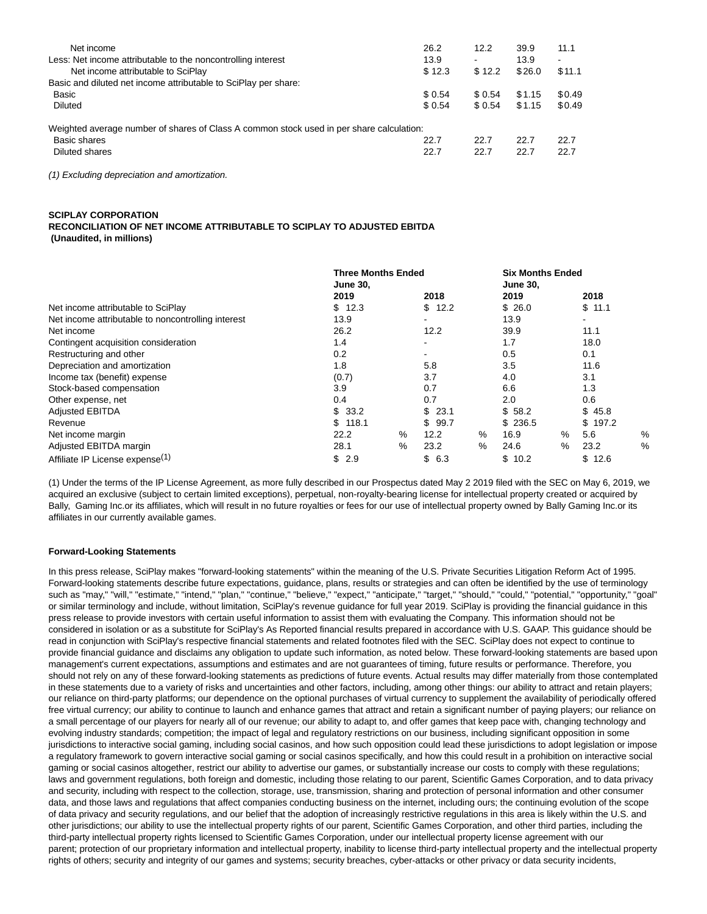| | | | | |
|---|---|---|---|---|
| Net income | 26.2 | 12.2 | 39.9 | 11.1 |
| Less: Net income attributable to the noncontrolling interest | 13.9 | - | 13.9 | - |
| Net income attributable to SciPlay | $ 12.3 | $ 12.2 | $ 26.0 | $ 11.1 |
| Basic and diluted net income attributable to SciPlay per share: | | | | |
| Basic | $ 0.54 | $ 0.54 | $ 1.15 | $ 0.49 |
| Diluted | $ 0.54 | $ 0.54 | $ 1.15 | $ 0.49 |
| | | | | |
| Weighted average number of shares of Class A common stock used in per share calculation: | | | | |
| Basic shares | 22.7 | 22.7 | 22.7 | 22.7 |
| Diluted shares | 22.7 | 22.7 | 22.7 | 22.7 |

*(1) Excluding depreciation and amortization.*

**SCIPLAY CORPORATION**
**RECONCILIATION OF NET INCOME ATTRIBUTABLE TO SCIPLAY TO ADJUSTED EBITDA**
**(Unaudited, in millions)**

| | **Three Months Ended June 30,** | | | | **Six Months Ended June 30,** | | | |
|---|---|---|---|---|---|---|---|---|
| | **2019** | | **2018** | | **2019** | | **2018** | |
| Net income attributable to SciPlay | $ 12.3 | | $ 12.2 | | $ 26.0 | | $ 11.1 | |
| Net income attributable to noncontrolling interest | 13.9 | | - | | 13.9 | | - | |
| Net income | 26.2 | | 12.2 | | 39.9 | | 11.1 | |
| Contingent acquisition consideration | 1.4 | | - | | 1.7 | | 18.0 | |
| Restructuring and other | 0.2 | | - | | 0.5 | | 0.1 | |
| Depreciation and amortization | 1.8 | | 5.8 | | 3.5 | | 11.6 | |
| Income tax (benefit) expense | (0.7) | | 3.7 | | 4.0 | | 3.1 | |
| Stock-based compensation | 3.9 | | 0.7 | | 6.6 | | 1.3 | |
| Other expense, net | 0.4 | | 0.7 | | 2.0 | | 0.6 | |
| Adjusted EBITDA | $ 33.2 | | $ 23.1 | | $ 58.2 | | $ 45.8 | |
| Revenue | $ 118.1 | | $ 99.7 | | $ 236.5 | | $ 197.2 | |
| Net income margin | 22.2 | % | 12.2 | % | 16.9 | % | 5.6 | % |
| Adjusted EBITDA margin | 28.1 | % | 23.2 | % | 24.6 | % | 23.2 | % |
| Affiliate IP License expense[1] | $ 2.9 | | $ 6.3 | | $ 10.2 | | $ 12.6 | |

(1) Under the terms of the IP License Agreement, as more fully described in our Prospectus dated May 2 2019 filed with the SEC on May 6, 2019, we acquired an exclusive (subject to certain limited exceptions), perpetual, non-royalty-bearing license for intellectual property created or acquired by Bally, Gaming Inc.or its affiliates, which will result in no future royalties or fees for our use of intellectual property owned by Bally Gaming Inc.or its affiliates in our currently available games.

**Forward-Looking Statements**

In this press release, SciPlay makes "forward-looking statements" within the meaning of the U.S. Private Securities Litigation Reform Act of 1995. Forward-looking statements describe future expectations, guidance, plans, results or strategies and can often be identified by the use of terminology such as "may," "will," "estimate," "intend," "plan," "continue," "believe," "expect," "anticipate," "target," "should," "could," "potential," "opportunity," "goal" or similar terminology and include, without limitation, SciPlay's revenue guidance for full year 2019. SciPlay is providing the financial guidance in this press release to provide investors with certain useful information to assist them with evaluating the Company. This information should not be considered in isolation or as a substitute for SciPlay's As Reported financial results prepared in accordance with U.S. GAAP. This guidance should be read in conjunction with SciPlay's respective financial statements and related footnotes filed with the SEC. SciPlay does not expect to continue to provide financial guidance and disclaims any obligation to update such information, as noted below. These forward-looking statements are based upon management's current expectations, assumptions and estimates and are not guarantees of timing, future results or performance. Therefore, you should not rely on any of these forward-looking statements as predictions of future events. Actual results may differ materially from those contemplated in these statements due to a variety of risks and uncertainties and other factors, including, among other things: our ability to attract and retain players; our reliance on third-party platforms; our dependence on the optional purchases of virtual currency to supplement the availability of periodically offered free virtual currency; our ability to continue to launch and enhance games that attract and retain a significant number of paying players; our reliance on a small percentage of our players for nearly all of our revenue; our ability to adapt to, and offer games that keep pace with, changing technology and evolving industry standards; competition; the impact of legal and regulatory restrictions on our business, including significant opposition in some jurisdictions to interactive social gaming, including social casinos, and how such opposition could lead these jurisdictions to adopt legislation or impose a regulatory framework to govern interactive social gaming or social casinos specifically, and how this could result in a prohibition on interactive social gaming or social casinos altogether, restrict our ability to advertise our games, or substantially increase our costs to comply with these regulations; laws and government regulations, both foreign and domestic, including those relating to our parent, Scientific Games Corporation, and to data privacy and security, including with respect to the collection, storage, use, transmission, sharing and protection of personal information and other consumer data, and those laws and regulations that affect companies conducting business on the internet, including ours; the continuing evolution of the scope of data privacy and security regulations, and our belief that the adoption of increasingly restrictive regulations in this area is likely within the U.S. and other jurisdictions; our ability to use the intellectual property rights of our parent, Scientific Games Corporation, and other third parties, including the third-party intellectual property rights licensed to Scientific Games Corporation, under our intellectual property license agreement with our parent; protection of our proprietary information and intellectual property, inability to license third-party intellectual property and the intellectual property rights of others; security and integrity of our games and systems; security breaches, cyber-attacks or other privacy or data security incidents,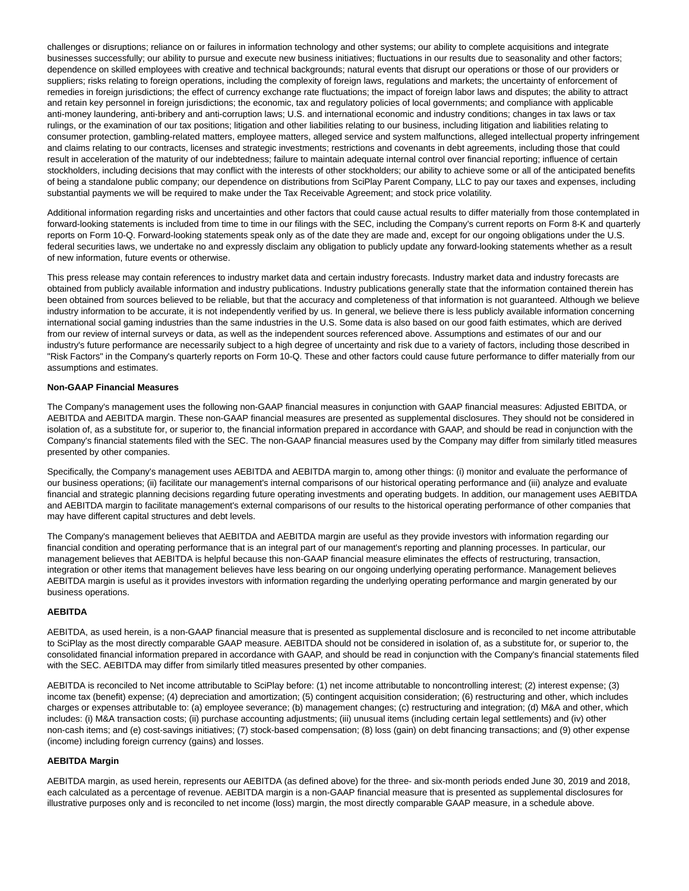challenges or disruptions; reliance on or failures in information technology and other systems; our ability to complete acquisitions and integrate businesses successfully; our ability to pursue and execute new business initiatives; fluctuations in our results due to seasonality and other factors; dependence on skilled employees with creative and technical backgrounds; natural events that disrupt our operations or those of our providers or suppliers; risks relating to foreign operations, including the complexity of foreign laws, regulations and markets; the uncertainty of enforcement of remedies in foreign jurisdictions; the effect of currency exchange rate fluctuations; the impact of foreign labor laws and disputes; the ability to attract and retain key personnel in foreign jurisdictions; the economic, tax and regulatory policies of local governments; and compliance with applicable anti-money laundering, anti-bribery and anti-corruption laws; U.S. and international economic and industry conditions; changes in tax laws or tax rulings, or the examination of our tax positions; litigation and other liabilities relating to our business, including litigation and liabilities relating to consumer protection, gambling-related matters, employee matters, alleged service and system malfunctions, alleged intellectual property infringement and claims relating to our contracts, licenses and strategic investments; restrictions and covenants in debt agreements, including those that could result in acceleration of the maturity of our indebtedness; failure to maintain adequate internal control over financial reporting; influence of certain stockholders, including decisions that may conflict with the interests of other stockholders; our ability to achieve some or all of the anticipated benefits of being a standalone public company; our dependence on distributions from SciPlay Parent Company, LLC to pay our taxes and expenses, including substantial payments we will be required to make under the Tax Receivable Agreement; and stock price volatility.

Additional information regarding risks and uncertainties and other factors that could cause actual results to differ materially from those contemplated in forward-looking statements is included from time to time in our filings with the SEC, including the Company's current reports on Form 8-K and quarterly reports on Form 10-Q. Forward-looking statements speak only as of the date they are made and, except for our ongoing obligations under the U.S. federal securities laws, we undertake no and expressly disclaim any obligation to publicly update any forward-looking statements whether as a result of new information, future events or otherwise.

This press release may contain references to industry market data and certain industry forecasts. Industry market data and industry forecasts are obtained from publicly available information and industry publications. Industry publications generally state that the information contained therein has been obtained from sources believed to be reliable, but that the accuracy and completeness of that information is not guaranteed. Although we believe industry information to be accurate, it is not independently verified by us. In general, we believe there is less publicly available information concerning international social gaming industries than the same industries in the U.S. Some data is also based on our good faith estimates, which are derived from our review of internal surveys or data, as well as the independent sources referenced above. Assumptions and estimates of our and our industry's future performance are necessarily subject to a high degree of uncertainty and risk due to a variety of factors, including those described in "Risk Factors" in the Company's quarterly reports on Form 10-Q. These and other factors could cause future performance to differ materially from our assumptions and estimates.

**Non-GAAP Financial Measures**

The Company's management uses the following non-GAAP financial measures in conjunction with GAAP financial measures: Adjusted EBITDA, or AEBITDA and AEBITDA margin. These non-GAAP financial measures are presented as supplemental disclosures. They should not be considered in isolation of, as a substitute for, or superior to, the financial information prepared in accordance with GAAP, and should be read in conjunction with the Company's financial statements filed with the SEC. The non-GAAP financial measures used by the Company may differ from similarly titled measures presented by other companies.

Specifically, the Company's management uses AEBITDA and AEBITDA margin to, among other things: (i) monitor and evaluate the performance of our business operations; (ii) facilitate our management's internal comparisons of our historical operating performance and (iii) analyze and evaluate financial and strategic planning decisions regarding future operating investments and operating budgets. In addition, our management uses AEBITDA and AEBITDA margin to facilitate management's external comparisons of our results to the historical operating performance of other companies that may have different capital structures and debt levels.

The Company's management believes that AEBITDA and AEBITDA margin are useful as they provide investors with information regarding our financial condition and operating performance that is an integral part of our management's reporting and planning processes. In particular, our management believes that AEBITDA is helpful because this non-GAAP financial measure eliminates the effects of restructuring, transaction, integration or other items that management believes have less bearing on our ongoing underlying operating performance. Management believes AEBITDA margin is useful as it provides investors with information regarding the underlying operating performance and margin generated by our business operations.

**AEBITDA**

AEBITDA, as used herein, is a non-GAAP financial measure that is presented as supplemental disclosure and is reconciled to net income attributable to SciPlay as the most directly comparable GAAP measure. AEBITDA should not be considered in isolation of, as a substitute for, or superior to, the consolidated financial information prepared in accordance with GAAP, and should be read in conjunction with the Company's financial statements filed with the SEC. AEBITDA may differ from similarly titled measures presented by other companies.

AEBITDA is reconciled to Net income attributable to SciPlay before: (1) net income attributable to noncontrolling interest; (2) interest expense; (3) income tax (benefit) expense; (4) depreciation and amortization; (5) contingent acquisition consideration; (6) restructuring and other, which includes charges or expenses attributable to: (a) employee severance; (b) management changes; (c) restructuring and integration; (d) M&A and other, which includes: (i) M&A transaction costs; (ii) purchase accounting adjustments; (iii) unusual items (including certain legal settlements) and (iv) other non-cash items; and (e) cost-savings initiatives; (7) stock-based compensation; (8) loss (gain) on debt financing transactions; and (9) other expense (income) including foreign currency (gains) and losses.

**AEBITDA Margin**

AEBITDA margin, as used herein, represents our AEBITDA (as defined above) for the three- and six-month periods ended June 30, 2019 and 2018, each calculated as a percentage of revenue. AEBITDA margin is a non-GAAP financial measure that is presented as supplemental disclosures for illustrative purposes only and is reconciled to net income (loss) margin, the most directly comparable GAAP measure, in a schedule above.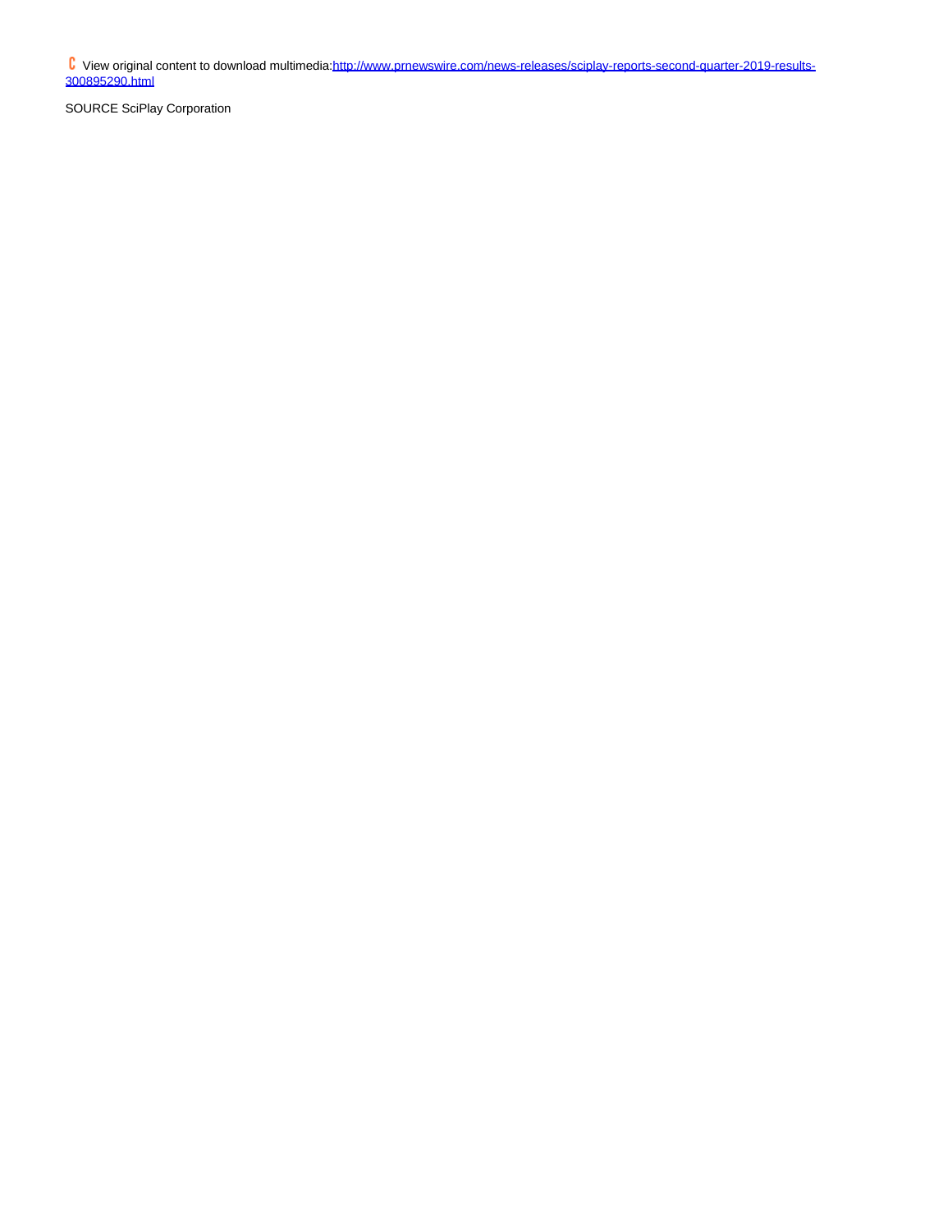View original content to download multimedia:http://www.prnewswire.com/news-releases/sciplay-reports-second-quarter-2019-results-300895290.html

SOURCE SciPlay Corporation